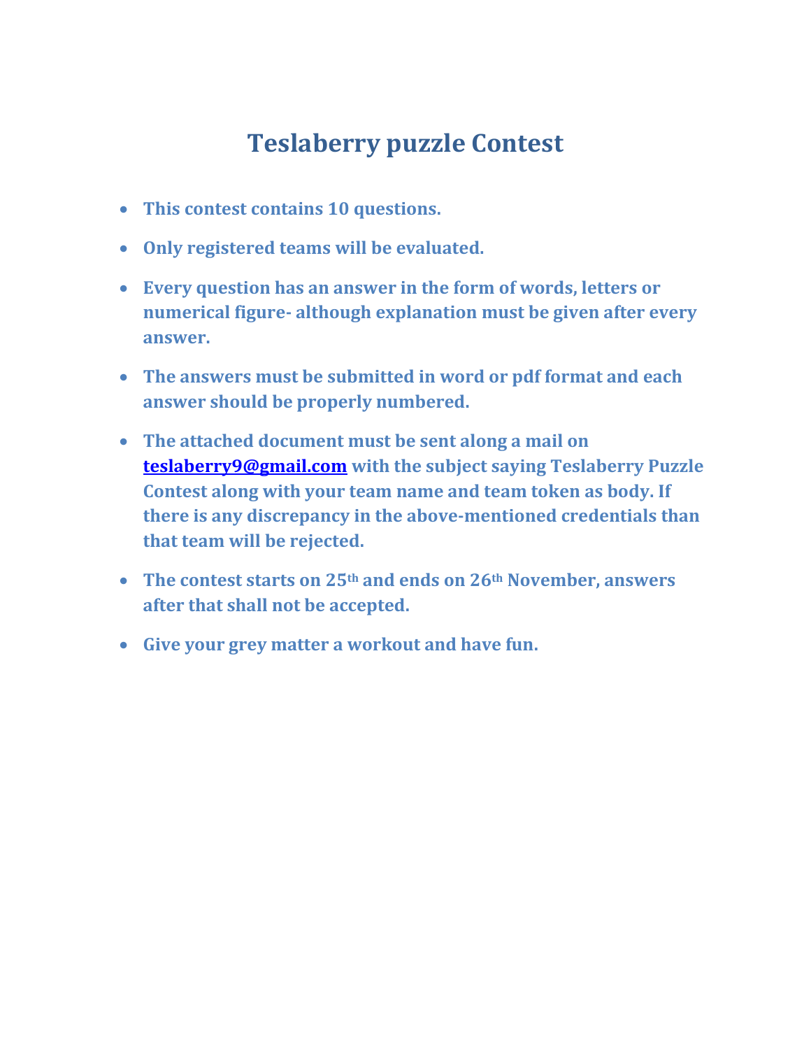# Teslaberry puzzle Contest

- **This contest contains 10 questions.**
- **Only registered teams will be evaluated.**
- **Every question has an answer in the form of words, letters or numerical figure- although explanation must be given after every answer.**
- **The answers must be submitted in word or pdf format and each answer should be properly numbered.**
- **The attached document must be sent along a mail on teslaberry9@gmail.com with the subject saying Teslaberry Puzzle Contest along with your team name and team token as body. If there is any discrepancy in the above-mentioned credentials than that team will be rejected.**
- **The contest starts on 25th and ends on 26th November, answers after that shall not be accepted.**
- **Give your grey matter a workout and have fun.**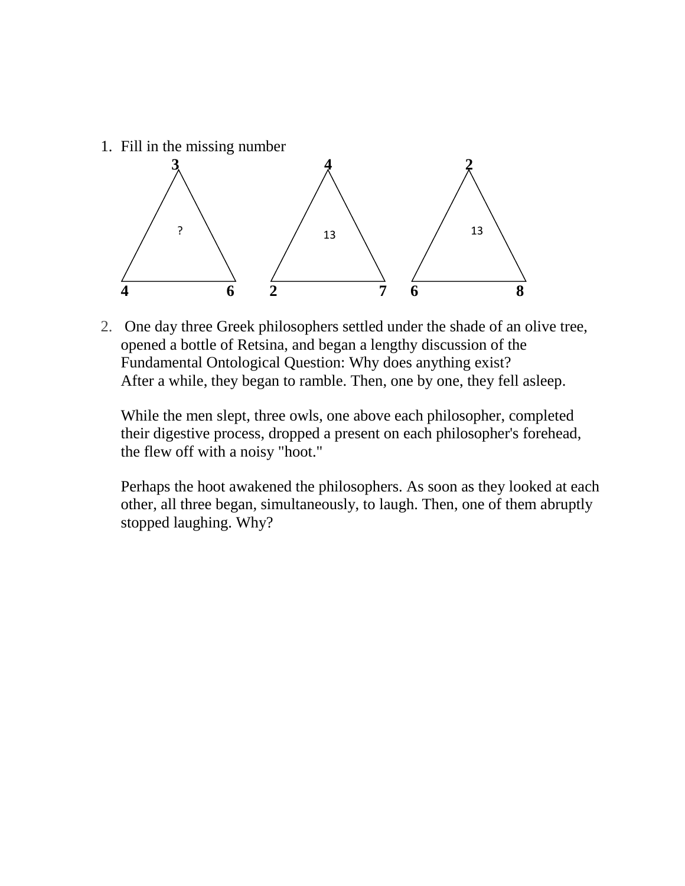1. Fill in the missing number

| Triangle | Top | Bottom left | Bottom right | Center |
|---|---|---|---|---|
| 1 | 3 | 4 | 6 | ? |
| 2 | 4 | 2 | 7 | 13 |
| 3 | 2 | 6 | 8 | 13 |

2. One day three Greek philosophers settled under the shade of an olive tree, opened a bottle of Retsina, and began a lengthy discussion of the Fundamental Ontological Question: Why does anything exist? After a while, they began to ramble. Then, one by one, they fell asleep.

   While the men slept, three owls, one above each philosopher, completed their digestive process, dropped a present on each philosopher's forehead, the flew off with a noisy "hoot."

   Perhaps the hoot awakened the philosophers. As soon as they looked at each other, all three began, simultaneously, to laugh. Then, one of them abruptly stopped laughing. Why?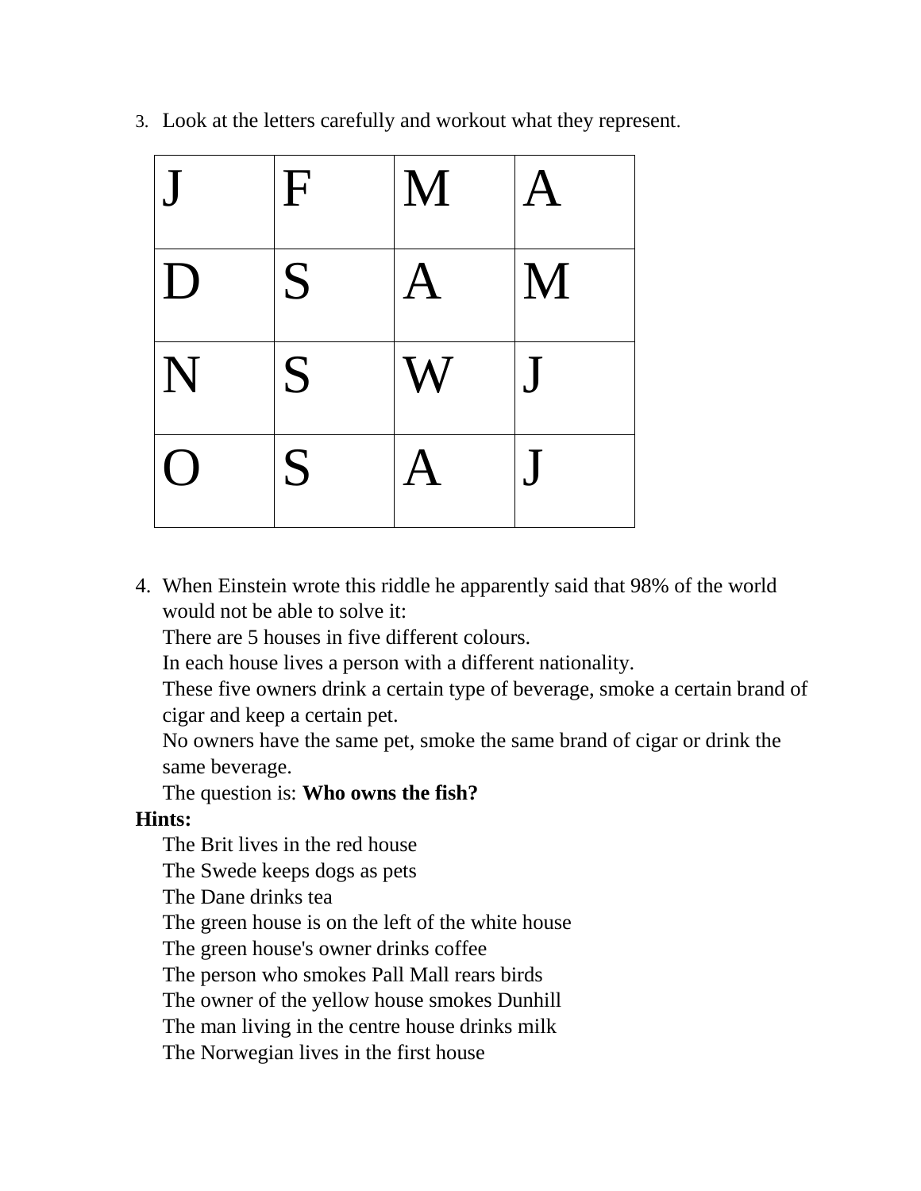3. Look at the letters carefully and workout what they represent.

| J | F | M | A |
|---|---|---|---|
| D | S | A | M |
| N | S | W | J |
| O | S | A | J |

4. When Einstein wrote this riddle he apparently said that 98% of the world would not be able to solve it:
   There are 5 houses in five different colours.
   In each house lives a person with a different nationality.
   These five owners drink a certain type of beverage, smoke a certain brand of cigar and keep a certain pet.
   No owners have the same pet, smoke the same brand of cigar or drink the same beverage.
   The question is: **Who owns the fish?**

**Hints:**

The Brit lives in the red house
The Swede keeps dogs as pets
The Dane drinks tea
The green house is on the left of the white house
The green house's owner drinks coffee
The person who smokes Pall Mall rears birds
The owner of the yellow house smokes Dunhill
The man living in the centre house drinks milk
The Norwegian lives in the first house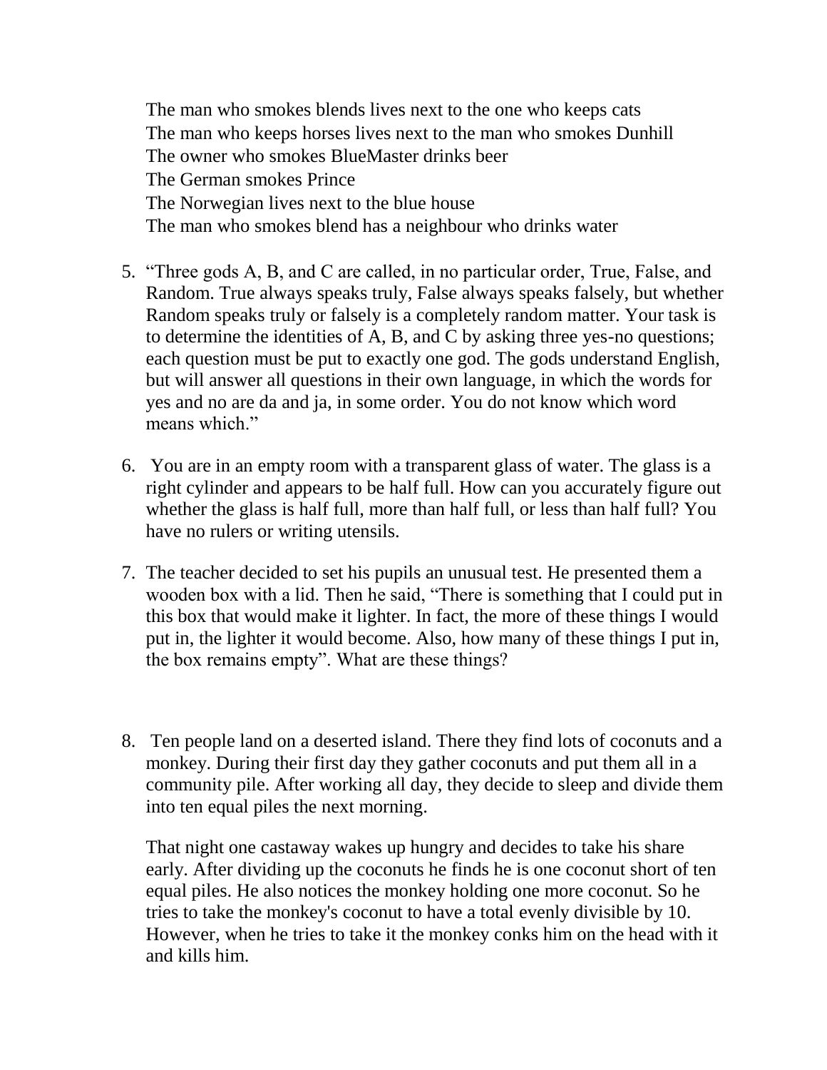The man who smokes blends lives next to the one who keeps cats
The man who keeps horses lives next to the man who smokes Dunhill
The owner who smokes BlueMaster drinks beer
The German smokes Prince
The Norwegian lives next to the blue house
The man who smokes blend has a neighbour who drinks water

5. "Three gods A, B, and C are called, in no particular order, True, False, and Random. True always speaks truly, False always speaks falsely, but whether Random speaks truly or falsely is a completely random matter. Your task is to determine the identities of A, B, and C by asking three yes-no questions; each question must be put to exactly one god. The gods understand English, but will answer all questions in their own language, in which the words for yes and no are da and ja, in some order. You do not know which word means which."

6. You are in an empty room with a transparent glass of water. The glass is a right cylinder and appears to be half full. How can you accurately figure out whether the glass is half full, more than half full, or less than half full? You have no rulers or writing utensils.

7. The teacher decided to set his pupils an unusual test. He presented them a wooden box with a lid. Then he said, "There is something that I could put in this box that would make it lighter. In fact, the more of these things I would put in, the lighter it would become. Also, how many of these things I put in, the box remains empty". What are these things?

8. Ten people land on a deserted island. There they find lots of coconuts and a monkey. During their first day they gather coconuts and put them all in a community pile. After working all day, they decide to sleep and divide them into ten equal piles the next morning.

   That night one castaway wakes up hungry and decides to take his share early. After dividing up the coconuts he finds he is one coconut short of ten equal piles. He also notices the monkey holding one more coconut. So he tries to take the monkey's coconut to have a total evenly divisible by 10. However, when he tries to take it the monkey conks him on the head with it and kills him.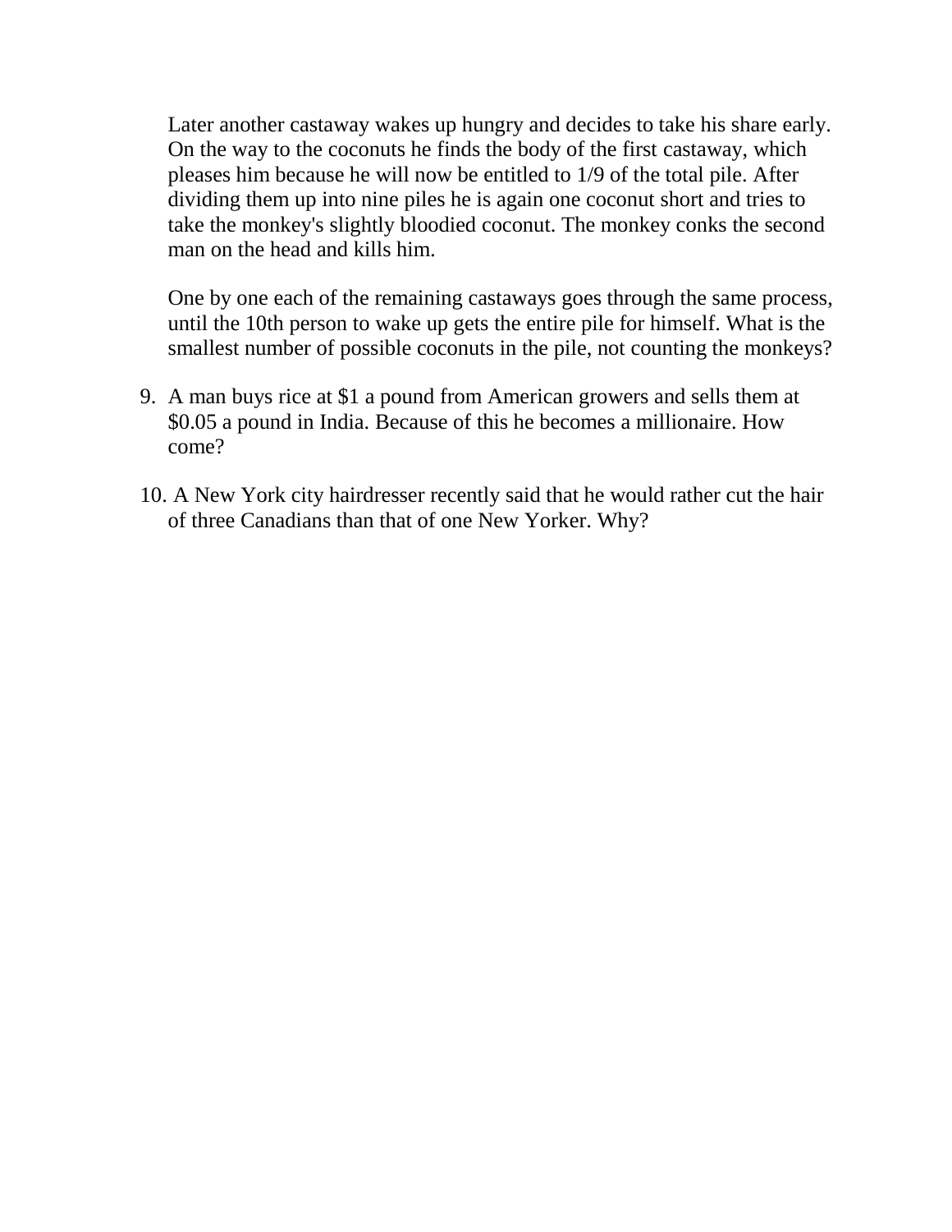Later another castaway wakes up hungry and decides to take his share early. On the way to the coconuts he finds the body of the first castaway, which pleases him because he will now be entitled to 1/9 of the total pile. After dividing them up into nine piles he is again one coconut short and tries to take the monkey's slightly bloodied coconut. The monkey conks the second man on the head and kills him.

One by one each of the remaining castaways goes through the same process, until the 10th person to wake up gets the entire pile for himself. What is the smallest number of possible coconuts in the pile, not counting the monkeys?

9. A man buys rice at $1 a pound from American growers and sells them at $0.05 a pound in India. Because of this he becomes a millionaire. How come?

10. A New York city hairdresser recently said that he would rather cut the hair of three Canadians than that of one New Yorker. Why?